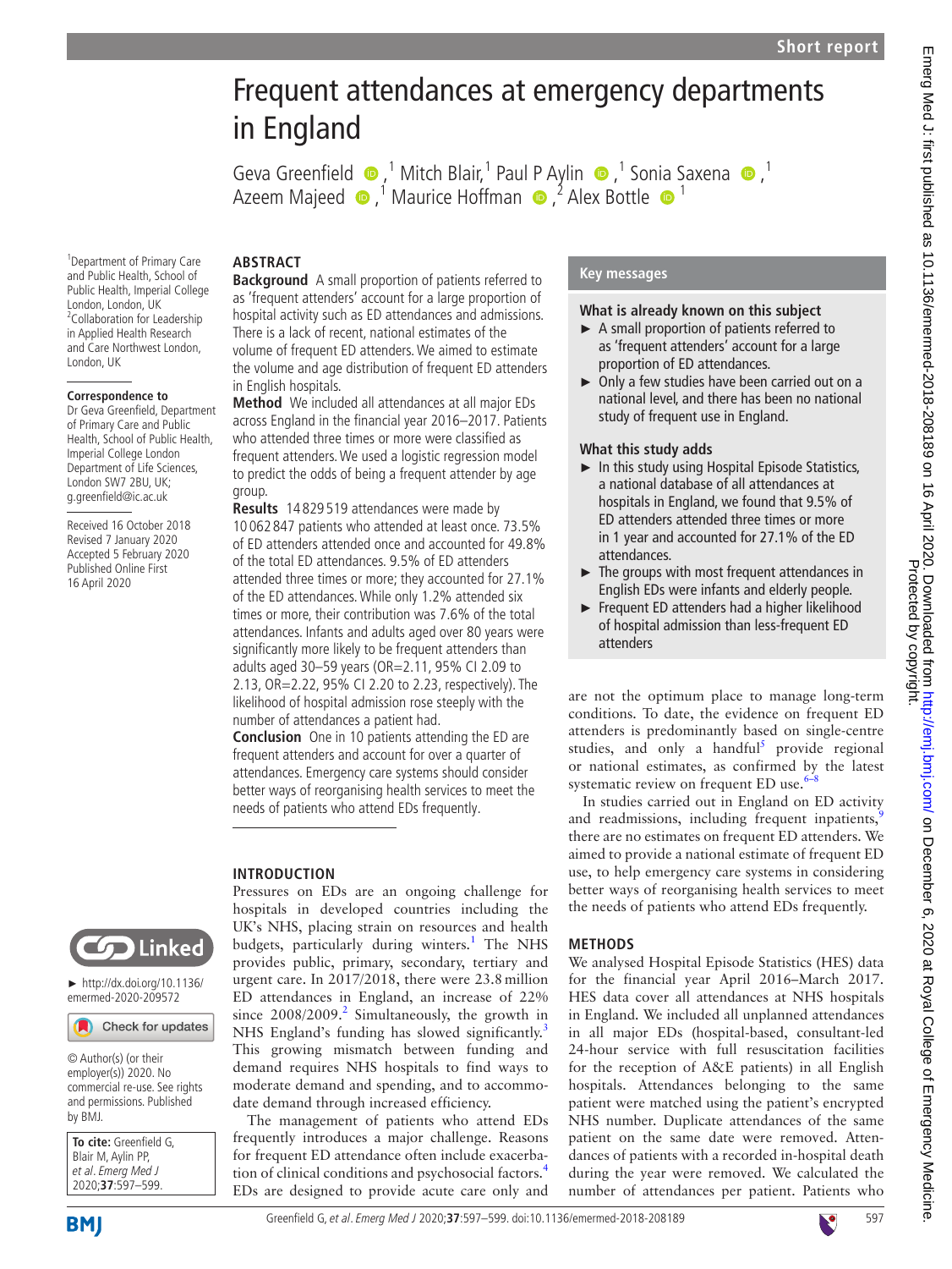Short report

# Frequent attendances at emergency departments in England

Geva Greenfield,[1] Mitch Blair,[1] Paul P Aylin,[1] Sonia Saxena,[1] Azeem Majeed,[1] Maurice Hoffman,[2] Alex Bottle[1]

[1]Department of Primary Care and Public Health, School of Public Health, Imperial College London, London, UK
[2]Collaboration for Leadership in Applied Health Research and Care Northwest London, London, UK

**Correspondence to**
Dr Geva Greenfield, Department of Primary Care and Public Health, School of Public Health, Imperial College London Department of Life Sciences, London SW7 2BU, UK; g.greenfield@ic.ac.uk

Received 16 October 2018
Revised 7 January 2020
Accepted 5 February 2020
Published Online First 16 April 2020

► http://dx.doi.org/10.1136/emermed-2020-209572

© Author(s) (or their employer(s)) 2020. No commercial re-use. See rights and permissions. Published by BMJ.

**To cite:** Greenfield G, Blair M, Aylin PP, *et al*. *Emerg Med J* 2020;**37**:597–599.

## ABSTRACT

**Background** A small proportion of patients referred to as 'frequent attenders' account for a large proportion of hospital activity such as ED attendances and admissions. There is a lack of recent, national estimates of the volume of frequent ED attenders. We aimed to estimate the volume and age distribution of frequent ED attenders in English hospitals.

**Method** We included all attendances at all major EDs across England in the financial year 2016–2017. Patients who attended three times or more were classified as frequent attenders. We used a logistic regression model to predict the odds of being a frequent attender by age group.

**Results** 14 829 519 attendances were made by 10 062 847 patients who attended at least once. 73.5% of ED attenders attended once and accounted for 49.8% of the total ED attendances. 9.5% of ED attenders attended three times or more; they accounted for 27.1% of the ED attendances. While only 1.2% attended six times or more, their contribution was 7.6% of the total attendances. Infants and adults aged over 80 years were significantly more likely to be frequent attenders than adults aged 30–59 years (OR=2.11, 95% CI 2.09 to 2.13, OR=2.22, 95% CI 2.20 to 2.23, respectively). The likelihood of hospital admission rose steeply with the number of attendances a patient had.

**Conclusion** One in 10 patients attending the ED are frequent attenders and account for over a quarter of attendances. Emergency care systems should consider better ways of reorganising health services to meet the needs of patients who attend EDs frequently.

## Key messages

**What is already known on this subject**

- A small proportion of patients referred to as 'frequent attenders' account for a large proportion of ED attendances.
- Only a few studies have been carried out on a national level, and there has been no national study of frequent use in England.

**What this study adds**

- In this study using Hospital Episode Statistics, a national database of all attendances at hospitals in England, we found that 9.5% of ED attenders attended three times or more in 1 year and accounted for 27.1% of the ED attendances.
- The groups with most frequent attendances in English EDs were infants and elderly people.
- Frequent ED attenders had a higher likelihood of hospital admission than less-frequent ED attenders

## INTRODUCTION

Pressures on EDs are an ongoing challenge for hospitals in developed countries including the UK's NHS, placing strain on resources and health budgets, particularly during winters.[1] The NHS provides public, primary, secondary, tertiary and urgent care. In 2017/2018, there were 23.8 million ED attendances in England, an increase of 22% since 2008/2009.[2] Simultaneously, the growth in NHS England's funding has slowed significantly.[3] This growing mismatch between funding and demand requires NHS hospitals to find ways to moderate demand and spending, and to accommodate demand through increased efficiency.

The management of patients who attend EDs frequently introduces a major challenge. Reasons for frequent ED attendance often include exacerbation of clinical conditions and psychosocial factors.[4] EDs are designed to provide acute care only and are not the optimum place to manage long-term conditions. To date, the evidence on frequent ED attenders is predominantly based on single-centre studies, and only a handful[5] provide regional or national estimates, as confirmed by the latest systematic review on frequent ED use.[6–8]

In studies carried out in England on ED activity and readmissions, including frequent inpatients,[9] there are no estimates on frequent ED attenders. We aimed to provide a national estimate of frequent ED use, to help emergency care systems in considering better ways of reorganising health services to meet the needs of patients who attend EDs frequently.

## METHODS

We analysed Hospital Episode Statistics (HES) data for the financial year April 2016–March 2017. HES data cover all attendances at NHS hospitals in England. We included all unplanned attendances in all major EDs (hospital-based, consultant-led 24-hour service with full resuscitation facilities for the reception of A&E patients) in all English hospitals. Attendances belonging to the same patient were matched using the patient's encrypted NHS number. Duplicate attendances of the same patient on the same date were removed. Attendances of patients with a recorded in-hospital death during the year were removed. We calculated the number of attendances per patient. Patients who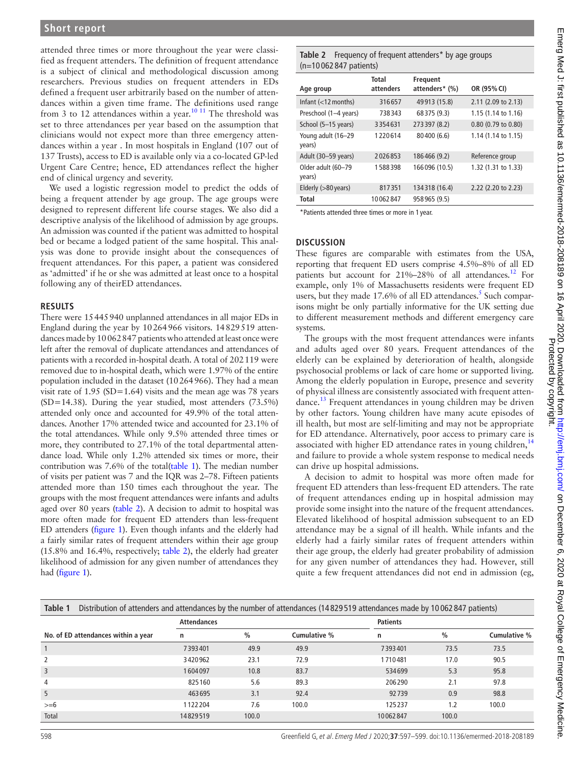attended three times or more throughout the year were classified as frequent attenders. The definition of frequent attendance is a subject of clinical and methodological discussion among researchers. Previous studies on frequent attenders in EDs defined a frequent user arbitrarily based on the number of attendances within a given time frame. The definitions used range from 3 to 12 attendances within a year.[10 11] The threshold was set to three attendances per year based on the assumption that clinicians would not expect more than three emergency attendances within a year . In most hospitals in England (107 out of 137 Trusts), access to ED is available only via a co-located GP-led Urgent Care Centre; hence, ED attendances reflect the higher end of clinical urgency and severity.

We used a logistic regression model to predict the odds of being a frequent attender by age group. The age groups were designed to represent different life course stages. We also did a descriptive analysis of the likelihood of admission by age groups. An admission was counted if the patient was admitted to hospital bed or became a lodged patient of the same hospital. This analysis was done to provide insight about the consequences of frequent attendances. For this paper, a patient was considered as 'admitted' if he or she was admitted at least once to a hospital following any of theirED attendances.

## RESULTS

There were 15 445 940 unplanned attendances in all major EDs in England during the year by 10 264 966 visitors. 14 829 519 attendances made by 10 062 847 patients who attended at least once were left after the removal of duplicate attendances and attendances of patients with a recorded in-hospital death. A total of 202 119 were removed due to in-hospital death, which were 1.97% of the entire population included in the dataset (10 264 966). They had a mean visit rate of 1.95 (SD=1.64) visits and the mean age was 78 years (SD=14.38). During the year studied, most attenders (73.5%) attended only once and accounted for 49.9% of the total attendances. Another 17% attended twice and accounted for 23.1% of the total attendances. While only 9.5% attended three times or more, they contributed to 27.1% of the total departmental attendance load. While only 1.2% attended six times or more, their contribution was 7.6% of the total(table 1). The median number of visits per patient was 7 and the IQR was 2–78. Fifteen patients attended more than 150 times each throughout the year. The groups with the most frequent attendances were infants and adults aged over 80 years (table 2). A decision to admit to hospital was more often made for frequent ED attenders than less-frequent ED attenders (figure 1). Even though infants and the elderly had a fairly similar rates of frequent attenders within their age group (15.8% and 16.4%, respectively; table 2), the elderly had greater likelihood of admission for any given number of attendances they had (figure 1).

**Table 2** Frequency of frequent attenders* by age groups (n=10 062 847 patients)

| Age group | Total attenders | Frequent attenders* (%) | OR (95% CI) |
|---|---|---|---|
| Infant (<12 months) | 316 657 | 49 913 (15.8) | 2.11 (2.09 to 2.13) |
| Preschool (1–4 years) | 738 343 | 68 375 (9.3) | 1.15 (1.14 to 1.16) |
| School (5–15 years) | 3 354 631 | 273 397 (8.2) | 0.80 (0.79 to 0.80) |
| Young adult (16–29 years) | 1 220 614 | 80 400 (6.6) | 1.14 (1.14 to 1.15) |
| Adult (30–59 years) | 2 026 853 | 186 466 (9.2) | Reference group |
| Older adult (60–79 years) | 1 588 398 | 166 096 (10.5) | 1.32 (1.31 to 1.33) |
| Elderly (>80 years) | 817 351 | 134 318 (16.4) | 2.22 (2.20 to 2.23) |
| Total | 10 062 847 | 958 965 (9.5) | |

*Patients attended three times or more in 1 year.

## DISCUSSION

These figures are comparable with estimates from the USA, reporting that frequent ED users comprise 4.5%–8% of all ED patients but account for 21%–28% of all attendances.[12] For example, only 1% of Massachusetts residents were frequent ED users, but they made 17.6% of all ED attendances.[5] Such comparisons might be only partially informative for the UK setting due to different measurement methods and different emergency care systems.

The groups with the most frequent attendances were infants and adults aged over 80 years. Frequent attendances of the elderly can be explained by deterioration of health, alongside psychosocial problems or lack of care home or supported living. Among the elderly population in Europe, presence and severity of physical illness are consistently associated with frequent attendance.[13] Frequent attendances in young children may be driven by other factors. Young children have many acute episodes of ill health, but most are self-limiting and may not be appropriate for ED attendance. Alternatively, poor access to primary care is associated with higher ED attendance rates in young children,[14] and failure to provide a whole system response to medical needs can drive up hospital admissions.

A decision to admit to hospital was more often made for frequent ED attenders than less-frequent ED attenders. The rate of frequent attendances ending up in hospital admission may provide some insight into the nature of the frequent attendances. Elevated likelihood of hospital admission subsequent to an ED attendance may be a signal of ill health. While infants and the elderly had a fairly similar rates of frequent attenders within their age group, the elderly had greater probability of admission for any given number of attendances they had. However, still quite a few frequent attendances did not end in admission (eg,

**Table 1** Distribution of attenders and attendances by the number of attendances (14 829 519 attendances made by 10 062 847 patients)

| No. of ED attendances within a year | Attendances | | | Patients | | |
|---|---|---|---|---|---|---|
| | n | % | Cumulative % | n | % | Cumulative % |
| 1 | 7 393 401 | 49.9 | 49.9 | 7 393 401 | 73.5 | 73.5 |
| 2 | 3 420 962 | 23.1 | 72.9 | 1 710 481 | 17.0 | 90.5 |
| 3 | 1 604 097 | 10.8 | 83.7 | 534 699 | 5.3 | 95.8 |
| 4 | 825 160 | 5.6 | 89.3 | 206 290 | 2.1 | 97.8 |
| 5 | 463 695 | 3.1 | 92.4 | 92 739 | 0.9 | 98.8 |
| >=6 | 1 122 204 | 7.6 | 100.0 | 125 237 | 1.2 | 100.0 |
| Total | 14 829 519 | 100.0 | | 10 062 847 | 100.0 | |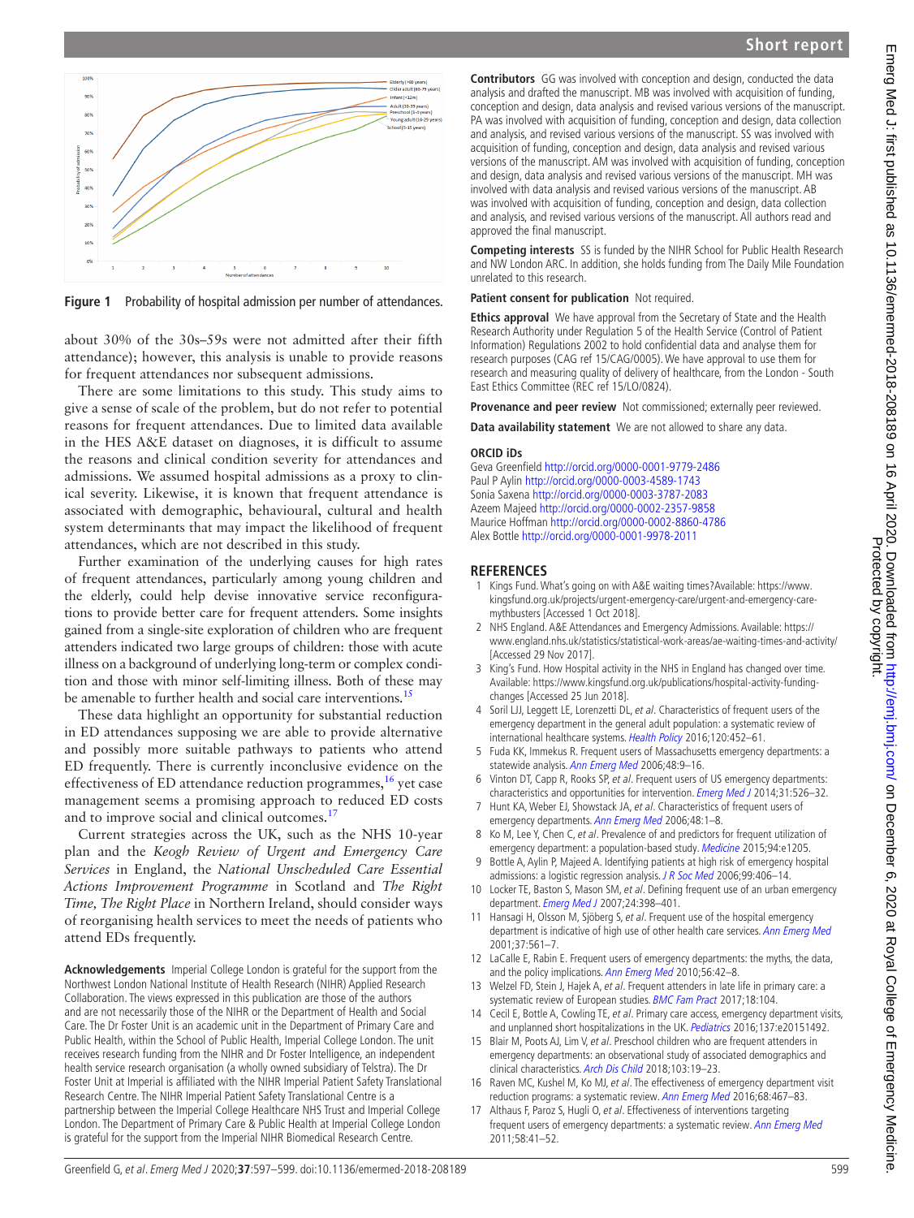100%
90%
80%
70%
60%
50%
40%
30%
20%
10%
0%

Probability of admission

1 2 3 4 5 6 7 8 9 10

Number of attendances

Elderly (>80 years)
Older adult (60-79 years)
Infant (<1 yr)
Adult (30-59 years)
Preschool (1-4 years)
Young adult (16-29 years)
School (5-15 years)

Figure 1 Probability of hospital admission per number of attendances.

about 30% of the 30s–59s were not admitted after their fifth attendance); however, this analysis is unable to provide reasons for frequent attendances nor subsequent admissions.

There are some limitations to this study. This study aims to give a sense of scale of the problem, but do not refer to potential reasons for frequent attendances. Due to limited data available in the HES A&E dataset on diagnoses, it is difficult to assume the reasons and clinical condition severity for attendances and admissions. We assumed hospital admissions as a proxy to clinical severity. Likewise, it is known that frequent attendance is associated with demographic, behavioural, cultural and health system determinants that may impact the likelihood of frequent attendances, which are not described in this study.

Further examination of the underlying causes for high rates of frequent attendances, particularly among young children and the elderly, could help devise innovative service reconfigurations to provide better care for frequent attenders. Some insights gained from a single-site exploration of children who are frequent attenders indicated two large groups of children: those with acute illness on a background of underlying long-term or complex condition and those with minor self-limiting illness. Both of these may be amenable to further health and social care interventions.[15]

These data highlight an opportunity for substantial reduction in ED attendances supposing we are able to provide alternative and possibly more suitable pathways to patients who attend ED frequently. There is currently inconclusive evidence on the effectiveness of ED attendance reduction programmes,[16] yet case management seems a promising approach to reduced ED costs and to improve social and clinical outcomes.[17]

Current strategies across the UK, such as the NHS 10-year plan and the *Keogh Review of Urgent and Emergency Care Services* in England, the *National Unscheduled Care Essential Actions Improvement Programme* in Scotland and *The Right Time, The Right Place* in Northern Ireland, should consider ways of reorganising health services to meet the needs of patients who attend EDs frequently.

**Acknowledgements** Imperial College London is grateful for the support from the Northwest London National Institute of Health Research (NIHR) Applied Research Collaboration. The views expressed in this publication are those of the authors and are not necessarily those of the NIHR or the Department of Health and Social Care. The Dr Foster Unit is an academic unit in the Department of Primary Care and Public Health, within the School of Public Health, Imperial College London. The unit receives research funding from the NIHR and Dr Foster Intelligence, an independent health service research organisation (a wholly owned subsidiary of Telstra). The Dr Foster Unit at Imperial is affiliated with the NIHR Imperial Patient Safety Translational Research Centre. The NIHR Imperial Patient Safety Translational Centre is a partnership between the Imperial College Healthcare NHS Trust and Imperial College London. The Department of Primary Care & Public Health at Imperial College London is grateful for the support from the Imperial NIHR Biomedical Research Centre.

**Contributors** GG was involved with conception and design, conducted the data analysis and drafted the manuscript. MB was involved with acquisition of funding, conception and design, data analysis and revised various versions of the manuscript. PA was involved with acquisition of funding, conception and design, data collection and analysis, and revised various versions of the manuscript. SS was involved with acquisition of funding, conception and design, data analysis and revised various versions of the manuscript. AM was involved with acquisition of funding, conception and design, data analysis and revised various versions of the manuscript. MH was involved with data analysis and revised various versions of the manuscript. AB was involved with acquisition of funding, conception and design, data collection and analysis, and revised various versions of the manuscript. All authors read and approved the final manuscript.

**Competing interests** SS is funded by the NIHR School for Public Health Research and NW London ARC. In addition, she holds funding from The Daily Mile Foundation unrelated to this research.

**Patient consent for publication** Not required.

**Ethics approval** We have approval from the Secretary of State and the Health Research Authority under Regulation 5 of the Health Service (Control of Patient Information) Regulations 2002 to hold confidential data and analyse them for research purposes (CAG ref 15/CAG/0005). We have approval to use them for research and measuring quality of delivery of healthcare, from the London - South East Ethics Committee (REC ref 15/LO/0824).

**Provenance and peer review** Not commissioned; externally peer reviewed.

**Data availability statement** We are not allowed to share any data.

**ORCID iDs**

Geva Greenfield http://orcid.org/0000-0001-9779-2486
Paul P Aylin http://orcid.org/0000-0003-4589-1743
Sonia Saxena http://orcid.org/0000-0003-3787-2083
Azeem Majeed http://orcid.org/0000-0002-2357-9858
Maurice Hoffman http://orcid.org/0000-0002-8860-4786
Alex Bottle http://orcid.org/0000-0001-9978-2011

## REFERENCES

1. Kings Fund. What's going on with A&E waiting times?Available: https://www.kingsfund.org.uk/projects/urgent-emergency-care/urgent-and-emergency-care-mythbusters [Accessed 1 Oct 2018].
2. NHS England. A&E Attendances and Emergency Admissions. Available: https://www.england.nhs.uk/statistics/statistical-work-areas/ae-waiting-times-and-activity/ [Accessed 29 Nov 2017].
3. King's Fund. How Hospital activity in the NHS in England has changed over time. Available: https://www.kingsfund.org.uk/publications/hospital-activity-funding-changes [Accessed 25 Jun 2018].
4. Soril LJJ, Leggett LE, Lorenzetti DL, *et al*. Characteristics of frequent users of the emergency department in the general adult population: a systematic review of international healthcare systems. *Health Policy* 2016;120:452–61.
5. Fuda KK, Immekus R. Frequent users of Massachusetts emergency departments: a statewide analysis. *Ann Emerg Med* 2006;48:9–16.
6. Vinton DT, Capp R, Rooks SP, *et al*. Frequent users of US emergency departments: characteristics and opportunities for intervention. *Emerg Med J* 2014;31:526–32.
7. Hunt KA, Weber EJ, Showstack JA, *et al*. Characteristics of frequent users of emergency departments. *Ann Emerg Med* 2006;48:1–8.
8. Ko M, Lee Y, Chen C, *et al*. Prevalence of and predictors for frequent utilization of emergency department: a population-based study. *Medicine* 2015;94:e1205.
9. Bottle A, Aylin P, Majeed A. Identifying patients at high risk of emergency hospital admissions: a logistic regression analysis. *J R Soc Med* 2006;99:406–14.
10. Locker TE, Baston S, Mason SM, *et al*. Defining frequent use of an urban emergency department. *Emerg Med J* 2007;24:398–401.
11. Hansagi H, Olsson M, Sjöberg S, *et al*. Frequent use of the hospital emergency department is indicative of high use of other health care services. *Ann Emerg Med* 2001;37:561–7.
12. LaCalle E, Rabin E. Frequent users of emergency departments: the myths, the data, and the policy implications. *Ann Emerg Med* 2010;56:42–8.
13. Welzel FD, Stein J, Hajek A, *et al*. Frequent attenders in late life in primary care: a systematic review of European studies. *BMC Fam Pract* 2017;18:104.
14. Cecil E, Bottle A, Cowling TE, *et al*. Primary care access, emergency department visits, and unplanned short hospitalizations in the UK. *Pediatrics* 2016;137:e20151492.
15. Blair M, Poots AJ, Lim V, *et al*. Preschool children who are frequent attenders in emergency departments: an observational study of associated demographics and clinical characteristics. *Arch Dis Child* 2018;103:19–23.
16. Raven MC, Kushel M, Ko MJ, *et al*. The effectiveness of emergency department visit reduction programs: a systematic review. *Ann Emerg Med* 2016;68:467–83.
17. Althaus F, Paroz S, Hugli O, *et al*. Effectiveness of interventions targeting frequent users of emergency departments: a systematic review. *Ann Emerg Med* 2011;58:41–52.